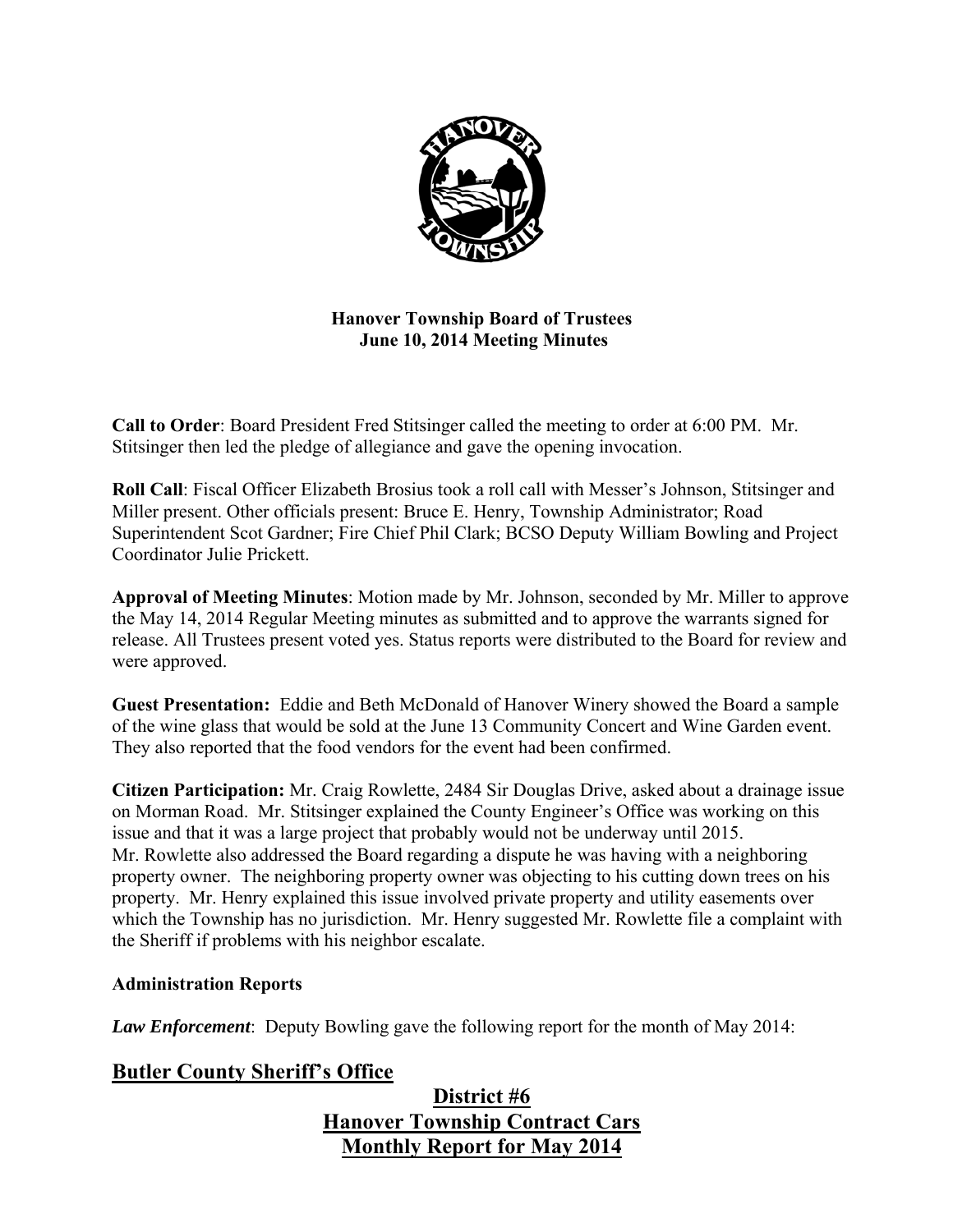**Hanover Township Board of Trustees**
**June 10, 2014 Meeting Minutes**

**Call to Order**: Board President Fred Stitsinger called the meeting to order at 6:00 PM. Mr. Stitsinger then led the pledge of allegiance and gave the opening invocation.

**Roll Call**: Fiscal Officer Elizabeth Brosius took a roll call with Messer's Johnson, Stitsinger and Miller present. Other officials present: Bruce E. Henry, Township Administrator; Road Superintendent Scot Gardner; Fire Chief Phil Clark; BCSO Deputy William Bowling and Project Coordinator Julie Prickett.

**Approval of Meeting Minutes**: Motion made by Mr. Johnson, seconded by Mr. Miller to approve the May 14, 2014 Regular Meeting minutes as submitted and to approve the warrants signed for release. All Trustees present voted yes. Status reports were distributed to the Board for review and were approved.

**Guest Presentation:** Eddie and Beth McDonald of Hanover Winery showed the Board a sample of the wine glass that would be sold at the June 13 Community Concert and Wine Garden event. They also reported that the food vendors for the event had been confirmed.

**Citizen Participation:** Mr. Craig Rowlette, 2484 Sir Douglas Drive, asked about a drainage issue on Morman Road. Mr. Stitsinger explained the County Engineer's Office was working on this issue and that it was a large project that probably would not be underway until 2015.
Mr. Rowlette also addressed the Board regarding a dispute he was having with a neighboring property owner. The neighboring property owner was objecting to his cutting down trees on his property. Mr. Henry explained this issue involved private property and utility easements over which the Township has no jurisdiction. Mr. Henry suggested Mr. Rowlette file a complaint with the Sheriff if problems with his neighbor escalate.

**Administration Reports**

***Law Enforcement***: Deputy Bowling gave the following report for the month of May 2014:

## Butler County Sheriff's Office

**District #6**
**Hanover Township Contract Cars**
**Monthly Report for May 2014**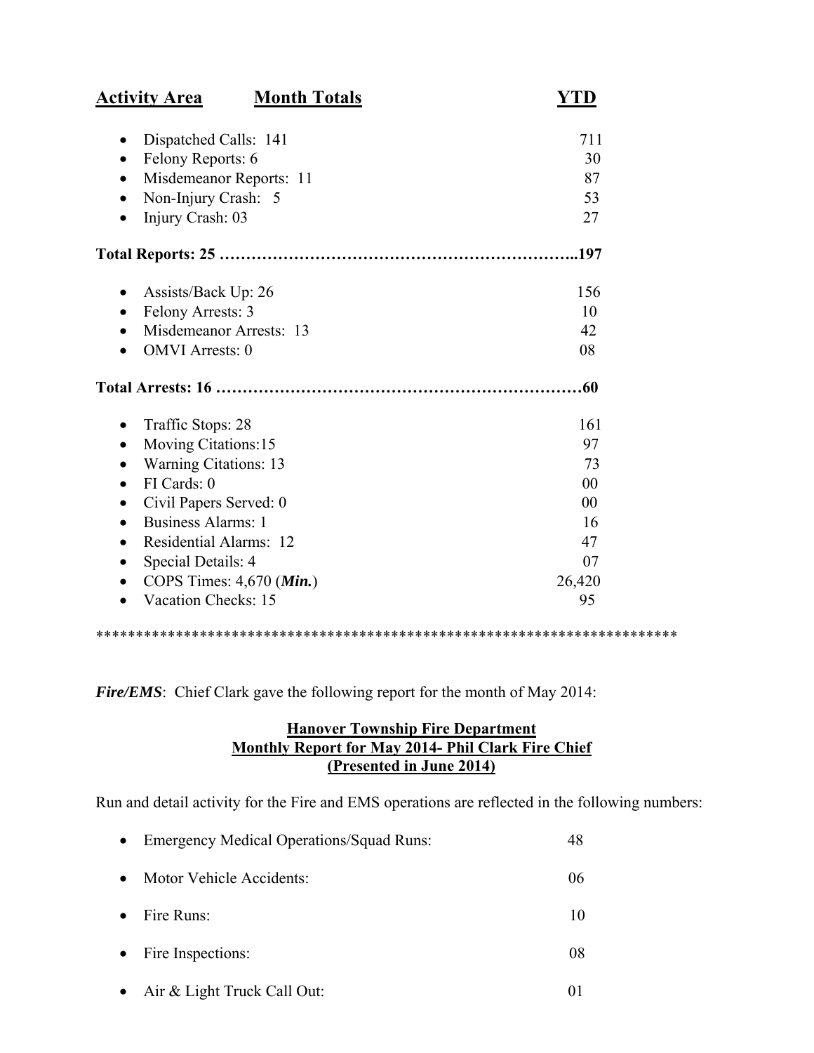| Activity Area | Month Totals | YTD |
|---|---|---|
| • Dispatched Calls: 141 | | 711 |
| • Felony Reports: 6 | | 30 |
| • Misdemeanor Reports: 11 | | 87 |
| • Non-Injury Crash: 5 | | 53 |
| • Injury Crash: 03 | | 27 |
| **Total Reports: 25** | | **197** |
| • Assists/Back Up: 26 | | 156 |
| • Felony Arrests: 3 | | 10 |
| • Misdemeanor Arrests: 13 | | 42 |
| • OMVI Arrests: 0 | | 08 |
| **Total Arrests: 16** | | **60** |
| • Traffic Stops: 28 | | 161 |
| • Moving Citations:15 | | 97 |
| • Warning Citations: 13 | | 73 |
| • FI Cards: 0 | | 00 |
| • Civil Papers Served: 0 | | 00 |
| • Business Alarms: 1 | | 16 |
| • Residential Alarms: 12 | | 47 |
| • Special Details: 4 | | 07 |
| • COPS Times: 4,670 (***Min.***) | | 26,420 |
| • Vacation Checks: 15 | | 95 |

***************************************************************************

***Fire/EMS***: Chief Clark gave the following report for the month of May 2014:

**Hanover Township Fire Department**
**Monthly Report for May 2014- Phil Clark Fire Chief**
**(Presented in June 2014)**

Run and detail activity for the Fire and EMS operations are reflected in the following numbers:

- Emergency Medical Operations/Squad Runs: 48
- Motor Vehicle Accidents: 06
- Fire Runs: 10
- Fire Inspections: 08
- Air & Light Truck Call Out: 01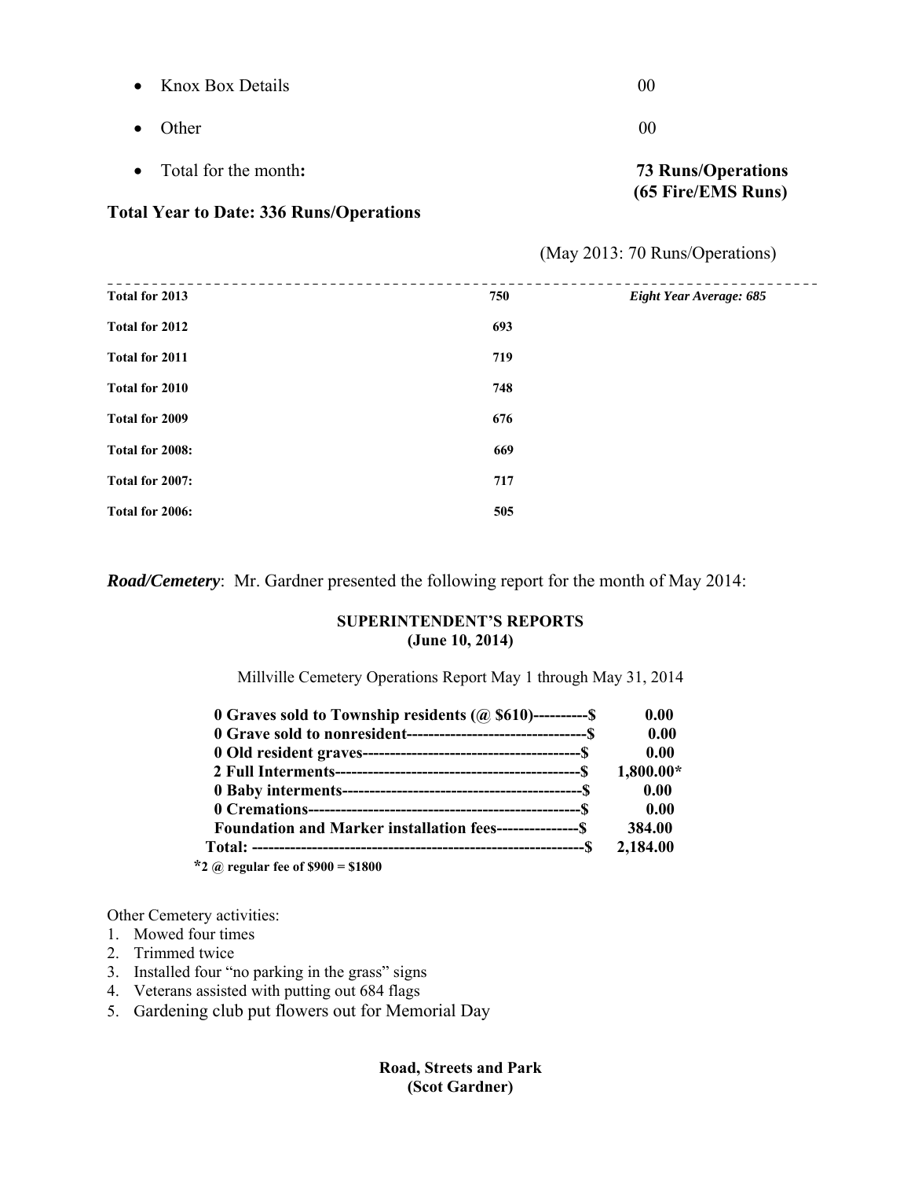- Knox Box Details 00
- Other 00
- Total for the month**:** **73 Runs/Operations (65 Fire/EMS Runs)**

**Total Year to Date: 336 Runs/Operations**

(May 2013: 70 Runs/Operations)

| | | |
|---|---|---|
| **Total for 2013** | **750** | ***Eight Year Average: 685*** |
| **Total for 2012** | **693** | |
| **Total for 2011** | **719** | |
| **Total for 2010** | **748** | |
| **Total for 2009** | **676** | |
| **Total for 2008:** | **669** | |
| **Total for 2007:** | **717** | |
| **Total for 2006:** | **505** | |

***Road/Cemetery***: Mr. Gardner presented the following report for the month of May 2014:

**SUPERINTENDENT'S REPORTS**
**(June 10, 2014)**

Millville Cemetery Operations Report May 1 through May 31, 2014

| | |
|---|---|
| **0 Graves sold to Township residents (@ $610)----------$** | **0.00** |
| **0 Grave sold to nonresident--------------------------------$** | **0.00** |
| **0 Old resident graves----------------------------------------$** | **0.00** |
| **2 Full Interments--------------------------------------------$** | **1,800.00*** |
| **0 Baby interments-------------------------------------------$** | **0.00** |
| **0 Cremations-------------------------------------------------$** | **0.00** |
| **Foundation and Marker installation fees---------------$** | **384.00** |
| **Total: ----------------------------------------------------------$** | **2,184.00** |

**\*2 @ regular fee of $900 = $1800**

Other Cemetery activities:

1. Mowed four times
2. Trimmed twice
3. Installed four "no parking in the grass" signs
4. Veterans assisted with putting out 684 flags
5. Gardening club put flowers out for Memorial Day

**Road, Streets and Park**
**(Scot Gardner)**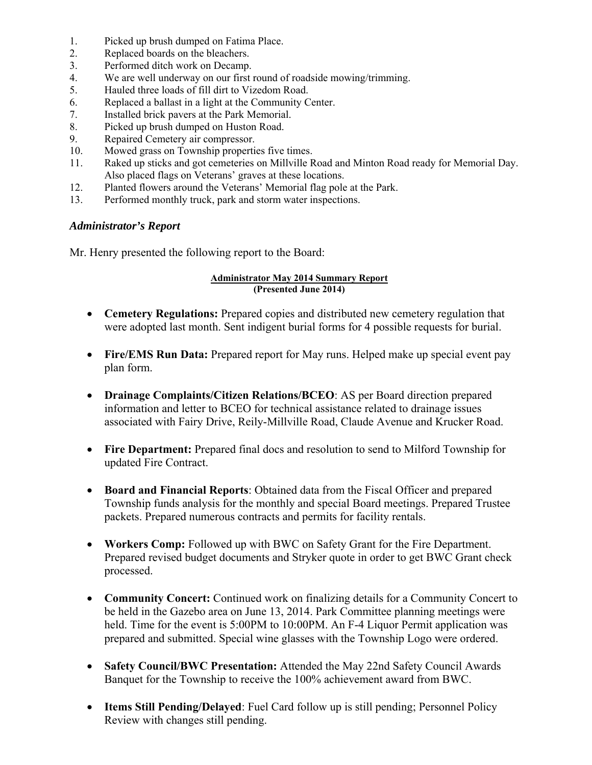1. Picked up brush dumped on Fatima Place.
2. Replaced boards on the bleachers.
3. Performed ditch work on Decamp.
4. We are well underway on our first round of roadside mowing/trimming.
5. Hauled three loads of fill dirt to Vizedom Road.
6. Replaced a ballast in a light at the Community Center.
7. Installed brick pavers at the Park Memorial.
8. Picked up brush dumped on Huston Road.
9. Repaired Cemetery air compressor.
10. Mowed grass on Township properties five times.
11. Raked up sticks and got cemeteries on Millville Road and Minton Road ready for Memorial Day. Also placed flags on Veterans' graves at these locations.
12. Planted flowers around the Veterans' Memorial flag pole at the Park.
13. Performed monthly truck, park and storm water inspections.

### *Administrator's Report*

Mr. Henry presented the following report to the Board:

**Administrator May 2014 Summary Report**
**(Presented June 2014)**

- **Cemetery Regulations:** Prepared copies and distributed new cemetery regulation that were adopted last month. Sent indigent burial forms for 4 possible requests for burial.

- **Fire/EMS Run Data:** Prepared report for May runs. Helped make up special event pay plan form.

- **Drainage Complaints/Citizen Relations/BCEO**: AS per Board direction prepared information and letter to BCEO for technical assistance related to drainage issues associated with Fairy Drive, Reily-Millville Road, Claude Avenue and Krucker Road.

- **Fire Department:** Prepared final docs and resolution to send to Milford Township for updated Fire Contract.

- **Board and Financial Reports**: Obtained data from the Fiscal Officer and prepared Township funds analysis for the monthly and special Board meetings. Prepared Trustee packets. Prepared numerous contracts and permits for facility rentals.

- **Workers Comp:** Followed up with BWC on Safety Grant for the Fire Department. Prepared revised budget documents and Stryker quote in order to get BWC Grant check processed.

- **Community Concert:** Continued work on finalizing details for a Community Concert to be held in the Gazebo area on June 13, 2014. Park Committee planning meetings were held. Time for the event is 5:00PM to 10:00PM. An F-4 Liquor Permit application was prepared and submitted. Special wine glasses with the Township Logo were ordered.

- **Safety Council/BWC Presentation:** Attended the May 22nd Safety Council Awards Banquet for the Township to receive the 100% achievement award from BWC.

- **Items Still Pending/Delayed**: Fuel Card follow up is still pending; Personnel Policy Review with changes still pending.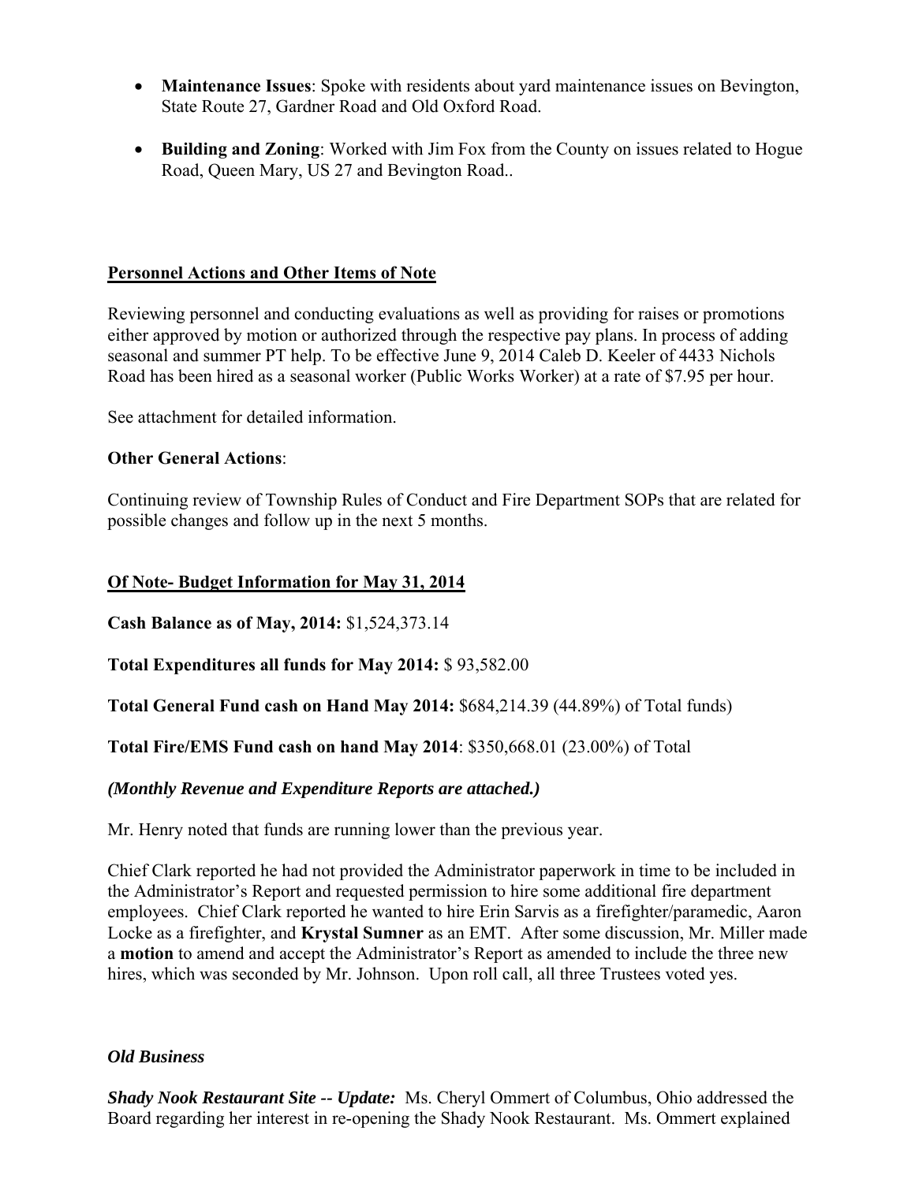- **Maintenance Issues**: Spoke with residents about yard maintenance issues on Bevington, State Route 27, Gardner Road and Old Oxford Road.

- **Building and Zoning**: Worked with Jim Fox from the County on issues related to Hogue Road, Queen Mary, US 27 and Bevington Road..

## Personnel Actions and Other Items of Note

Reviewing personnel and conducting evaluations as well as providing for raises or promotions either approved by motion or authorized through the respective pay plans. In process of adding seasonal and summer PT help. To be effective June 9, 2014 Caleb D. Keeler of 4433 Nichols Road has been hired as a seasonal worker (Public Works Worker) at a rate of $7.95 per hour.

See attachment for detailed information.

**Other General Actions**:

Continuing review of Township Rules of Conduct and Fire Department SOPs that are related for possible changes and follow up in the next 5 months.

## Of Note- Budget Information for May 31, 2014

**Cash Balance as of May, 2014:** $1,524,373.14

**Total Expenditures all funds for May 2014:** $ 93,582.00

**Total General Fund cash on Hand May 2014:** $684,214.39 (44.89%) of Total funds)

**Total Fire/EMS Fund cash on hand May 2014**: $350,668.01 (23.00%) of Total

***(Monthly Revenue and Expenditure Reports are attached.)***

Mr. Henry noted that funds are running lower than the previous year.

Chief Clark reported he had not provided the Administrator paperwork in time to be included in the Administrator's Report and requested permission to hire some additional fire department employees. Chief Clark reported he wanted to hire Erin Sarvis as a firefighter/paramedic, Aaron Locke as a firefighter, and **Krystal Sumner** as an EMT. After some discussion, Mr. Miller made a **motion** to amend and accept the Administrator's Report as amended to include the three new hires, which was seconded by Mr. Johnson. Upon roll call, all three Trustees voted yes.

***Old Business***

***Shady Nook Restaurant Site -- Update:*** Ms. Cheryl Ommert of Columbus, Ohio addressed the Board regarding her interest in re-opening the Shady Nook Restaurant. Ms. Ommert explained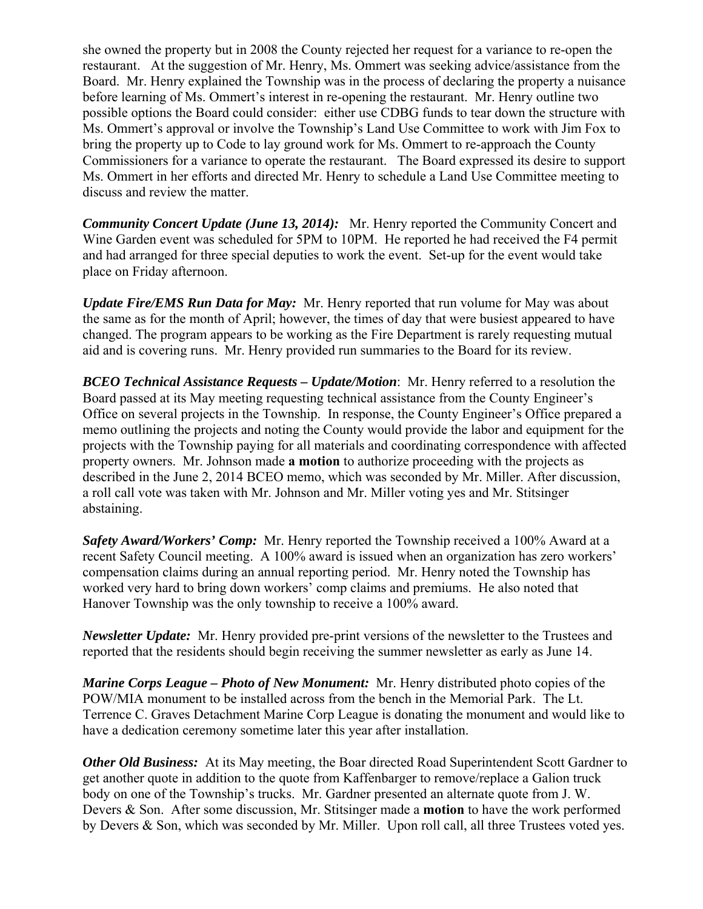she owned the property but in 2008 the County rejected her request for a variance to re-open the restaurant. At the suggestion of Mr. Henry, Ms. Ommert was seeking advice/assistance from the Board. Mr. Henry explained the Township was in the process of declaring the property a nuisance before learning of Ms. Ommert's interest in re-opening the restaurant. Mr. Henry outline two possible options the Board could consider: either use CDBG funds to tear down the structure with Ms. Ommert's approval or involve the Township's Land Use Committee to work with Jim Fox to bring the property up to Code to lay ground work for Ms. Ommert to re-approach the County Commissioners for a variance to operate the restaurant. The Board expressed its desire to support Ms. Ommert in her efforts and directed Mr. Henry to schedule a Land Use Committee meeting to discuss and review the matter.

***Community Concert Update (June 13, 2014):*** Mr. Henry reported the Community Concert and Wine Garden event was scheduled for 5PM to 10PM. He reported he had received the F4 permit and had arranged for three special deputies to work the event. Set-up for the event would take place on Friday afternoon.

***Update Fire/EMS Run Data for May:*** Mr. Henry reported that run volume for May was about the same as for the month of April; however, the times of day that were busiest appeared to have changed. The program appears to be working as the Fire Department is rarely requesting mutual aid and is covering runs. Mr. Henry provided run summaries to the Board for its review.

***BCEO Technical Assistance Requests – Update/Motion***: Mr. Henry referred to a resolution the Board passed at its May meeting requesting technical assistance from the County Engineer's Office on several projects in the Township. In response, the County Engineer's Office prepared a memo outlining the projects and noting the County would provide the labor and equipment for the projects with the Township paying for all materials and coordinating correspondence with affected property owners. Mr. Johnson made **a motion** to authorize proceeding with the projects as described in the June 2, 2014 BCEO memo, which was seconded by Mr. Miller. After discussion, a roll call vote was taken with Mr. Johnson and Mr. Miller voting yes and Mr. Stitsinger abstaining.

***Safety Award/Workers' Comp:*** Mr. Henry reported the Township received a 100% Award at a recent Safety Council meeting. A 100% award is issued when an organization has zero workers' compensation claims during an annual reporting period. Mr. Henry noted the Township has worked very hard to bring down workers' comp claims and premiums. He also noted that Hanover Township was the only township to receive a 100% award.

***Newsletter Update:*** Mr. Henry provided pre-print versions of the newsletter to the Trustees and reported that the residents should begin receiving the summer newsletter as early as June 14.

***Marine Corps League – Photo of New Monument:*** Mr. Henry distributed photo copies of the POW/MIA monument to be installed across from the bench in the Memorial Park. The Lt. Terrence C. Graves Detachment Marine Corp League is donating the monument and would like to have a dedication ceremony sometime later this year after installation.

***Other Old Business:*** At its May meeting, the Boar directed Road Superintendent Scott Gardner to get another quote in addition to the quote from Kaffenbarger to remove/replace a Galion truck body on one of the Township's trucks. Mr. Gardner presented an alternate quote from J. W. Devers & Son. After some discussion, Mr. Stitsinger made a **motion** to have the work performed by Devers & Son, which was seconded by Mr. Miller. Upon roll call, all three Trustees voted yes.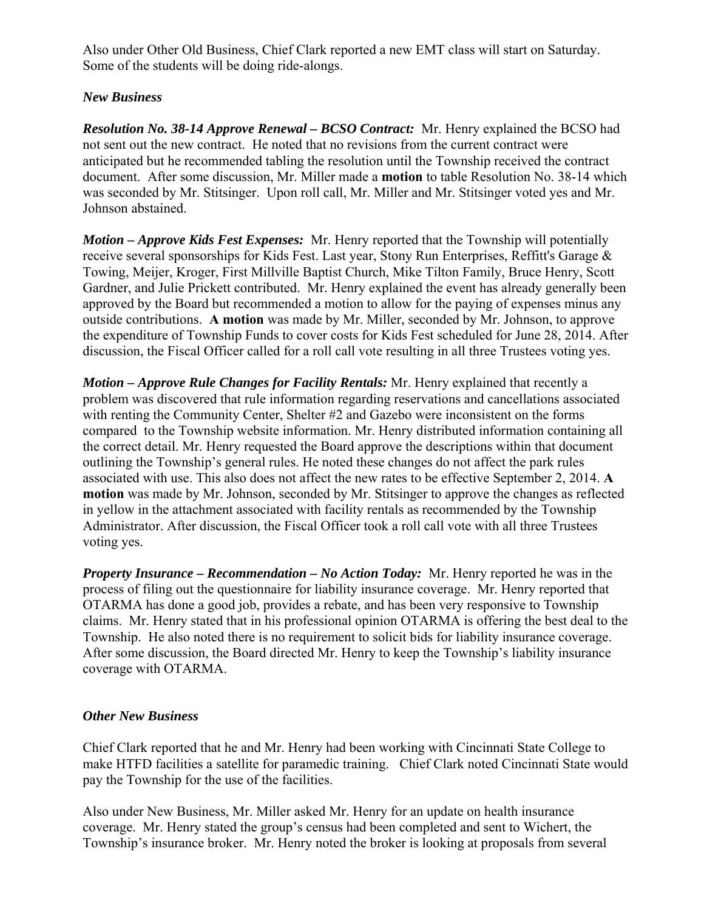Also under Other Old Business, Chief Clark reported a new EMT class will start on Saturday. Some of the students will be doing ride-alongs.

### *New Business*

***Resolution No. 38-14 Approve Renewal – BCSO Contract:*** Mr. Henry explained the BCSO had not sent out the new contract. He noted that no revisions from the current contract were anticipated but he recommended tabling the resolution until the Township received the contract document. After some discussion, Mr. Miller made a **motion** to table Resolution No. 38-14 which was seconded by Mr. Stitsinger. Upon roll call, Mr. Miller and Mr. Stitsinger voted yes and Mr. Johnson abstained.

***Motion – Approve Kids Fest Expenses:*** Mr. Henry reported that the Township will potentially receive several sponsorships for Kids Fest. Last year, Stony Run Enterprises, Reffitt's Garage & Towing, Meijer, Kroger, First Millville Baptist Church, Mike Tilton Family, Bruce Henry, Scott Gardner, and Julie Prickett contributed. Mr. Henry explained the event has already generally been approved by the Board but recommended a motion to allow for the paying of expenses minus any outside contributions. **A motion** was made by Mr. Miller, seconded by Mr. Johnson, to approve the expenditure of Township Funds to cover costs for Kids Fest scheduled for June 28, 2014. After discussion, the Fiscal Officer called for a roll call vote resulting in all three Trustees voting yes.

***Motion – Approve Rule Changes for Facility Rentals:*** Mr. Henry explained that recently a problem was discovered that rule information regarding reservations and cancellations associated with renting the Community Center, Shelter #2 and Gazebo were inconsistent on the forms compared to the Township website information. Mr. Henry distributed information containing all the correct detail. Mr. Henry requested the Board approve the descriptions within that document outlining the Township's general rules. He noted these changes do not affect the park rules associated with use. This also does not affect the new rates to be effective September 2, 2014. **A motion** was made by Mr. Johnson, seconded by Mr. Stitsinger to approve the changes as reflected in yellow in the attachment associated with facility rentals as recommended by the Township Administrator. After discussion, the Fiscal Officer took a roll call vote with all three Trustees voting yes.

***Property Insurance – Recommendation – No Action Today:*** Mr. Henry reported he was in the process of filing out the questionnaire for liability insurance coverage. Mr. Henry reported that OTARMA has done a good job, provides a rebate, and has been very responsive to Township claims. Mr. Henry stated that in his professional opinion OTARMA is offering the best deal to the Township. He also noted there is no requirement to solicit bids for liability insurance coverage. After some discussion, the Board directed Mr. Henry to keep the Township's liability insurance coverage with OTARMA.

### *Other New Business*

Chief Clark reported that he and Mr. Henry had been working with Cincinnati State College to make HTFD facilities a satellite for paramedic training. Chief Clark noted Cincinnati State would pay the Township for the use of the facilities.

Also under New Business, Mr. Miller asked Mr. Henry for an update on health insurance coverage. Mr. Henry stated the group's census had been completed and sent to Wichert, the Township's insurance broker. Mr. Henry noted the broker is looking at proposals from several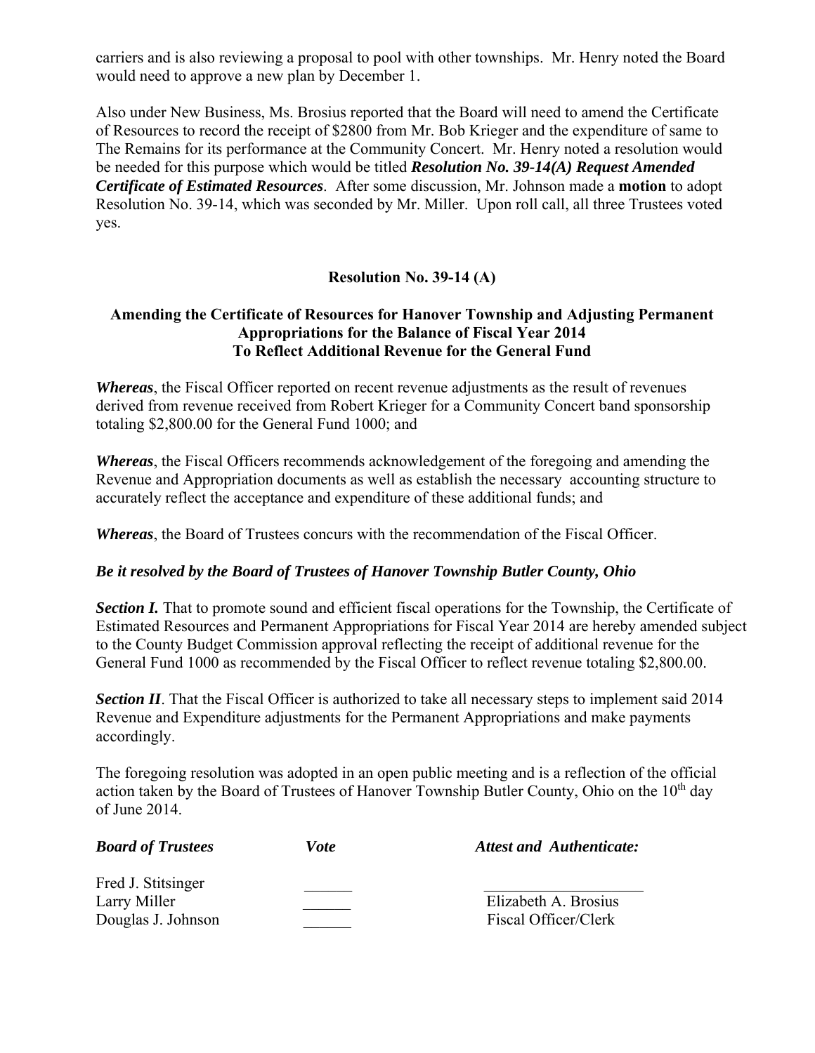carriers and is also reviewing a proposal to pool with other townships. Mr. Henry noted the Board would need to approve a new plan by December 1.

Also under New Business, Ms. Brosius reported that the Board will need to amend the Certificate of Resources to record the receipt of $2800 from Mr. Bob Krieger and the expenditure of same to The Remains for its performance at the Community Concert. Mr. Henry noted a resolution would be needed for this purpose which would be titled ***Resolution No. 39-14(A) Request Amended Certificate of Estimated Resources***. After some discussion, Mr. Johnson made a **motion** to adopt Resolution No. 39-14, which was seconded by Mr. Miller. Upon roll call, all three Trustees voted yes.

**Resolution No. 39-14 (A)**

**Amending the Certificate of Resources for Hanover Township and Adjusting Permanent Appropriations for the Balance of Fiscal Year 2014 To Reflect Additional Revenue for the General Fund**

***Whereas***, the Fiscal Officer reported on recent revenue adjustments as the result of revenues derived from revenue received from Robert Krieger for a Community Concert band sponsorship totaling $2,800.00 for the General Fund 1000; and

***Whereas***, the Fiscal Officers recommends acknowledgement of the foregoing and amending the Revenue and Appropriation documents as well as establish the necessary accounting structure to accurately reflect the acceptance and expenditure of these additional funds; and

***Whereas***, the Board of Trustees concurs with the recommendation of the Fiscal Officer.

***Be it resolved by the Board of Trustees of Hanover Township Butler County, Ohio***

***Section I.*** That to promote sound and efficient fiscal operations for the Township, the Certificate of Estimated Resources and Permanent Appropriations for Fiscal Year 2014 are hereby amended subject to the County Budget Commission approval reflecting the receipt of additional revenue for the General Fund 1000 as recommended by the Fiscal Officer to reflect revenue totaling $2,800.00.

***Section II***. That the Fiscal Officer is authorized to take all necessary steps to implement said 2014 Revenue and Expenditure adjustments for the Permanent Appropriations and make payments accordingly.

The foregoing resolution was adopted in an open public meeting and is a reflection of the official action taken by the Board of Trustees of Hanover Township Butler County, Ohio on the 10th day of June 2014.

| ***Board of Trustees*** | ***Vote*** | ***Attest and Authenticate:*** |
|---|---|---|
| Fred J. Stitsinger | ______ | ____________________ |
| Larry Miller | ______ | Elizabeth A. Brosius |
| Douglas J. Johnson | ______ | Fiscal Officer/Clerk |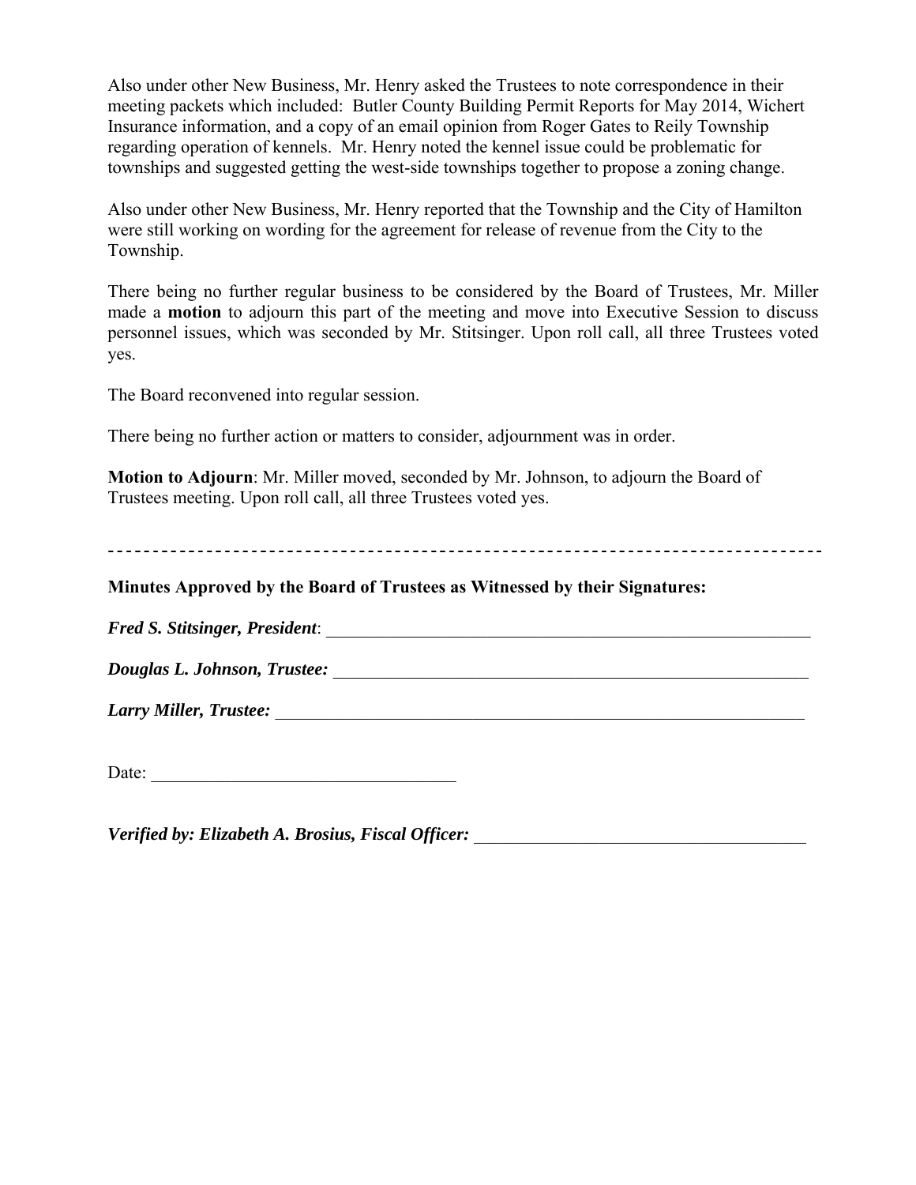Also under other New Business, Mr. Henry asked the Trustees to note correspondence in their meeting packets which included: Butler County Building Permit Reports for May 2014, Wichert Insurance information, and a copy of an email opinion from Roger Gates to Reily Township regarding operation of kennels. Mr. Henry noted the kennel issue could be problematic for townships and suggested getting the west-side townships together to propose a zoning change.

Also under other New Business, Mr. Henry reported that the Township and the City of Hamilton were still working on wording for the agreement for release of revenue from the City to the Township.

There being no further regular business to be considered by the Board of Trustees, Mr. Miller made a **motion** to adjourn this part of the meeting and move into Executive Session to discuss personnel issues, which was seconded by Mr. Stitsinger. Upon roll call, all three Trustees voted yes.

The Board reconvened into regular session.

There being no further action or matters to consider, adjournment was in order.

**Motion to Adjourn**: Mr. Miller moved, seconded by Mr. Johnson, to adjourn the Board of Trustees meeting. Upon roll call, all three Trustees voted yes.

---

**Minutes Approved by the Board of Trustees as Witnessed by their Signatures:**

***Fred S. Stitsinger, President***: ____________________________________________

***Douglas L. Johnson, Trustee:*** ____________________________________________

***Larry Miller, Trustee:*** ____________________________________________

Date: ______________________________

***Verified by: Elizabeth A. Brosius, Fiscal Officer:*** ______________________________